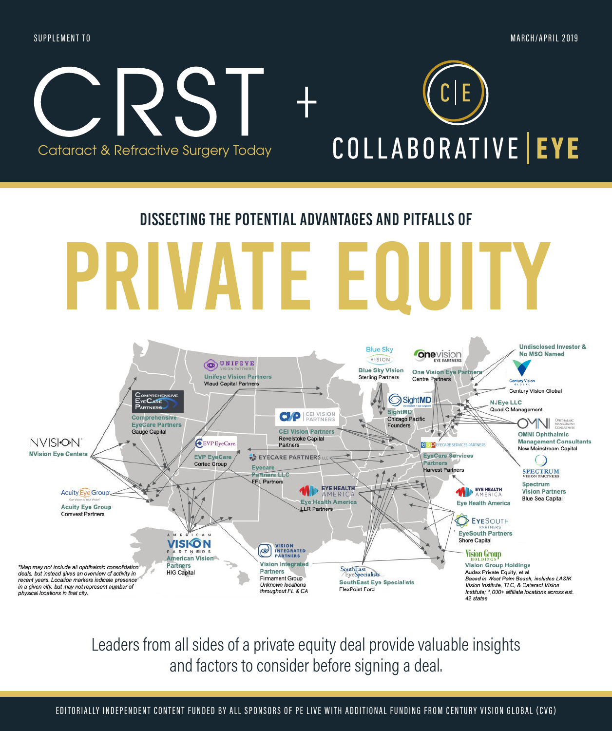SUPPLEMENT TO

MARCH/APRIL 2019

# CRST Cataract & Refractive Surgery Today + COLLABORATIVE | EYE

## DISSECTING THE POTENTIAL ADVANTAGES AND PITFALLS OF

# PRIVATE EQUITY

**Unifeye Vision Partners**
Waud Capital Partners

**Comprehensive EyeCare Partners**
Gauge Capital

**NVision Eye Centers**

**EVP EyeCare**
Cortec Group

**Acuity Eye Group**
Comvest Partners

**American Vision Partners**
HIG Capital

**CEI Vision Partners**
Revelstoke Capital Partners

**Eyecare Partners LLC**
FFL Partners

**Eye Health America**
LLR Partners

**Vision Integrated Partners**
Firmament Group
*Unknown locations throughout FL & CA*

**Blue Sky Vision**
Sterling Partners

**One Vision Eye Partners**
Centre Partners

**SightMD**
Chicago Pacific Founders

**Undisclosed Investor & No MSO Named**

Century Vision Global

**NJEye LLC**
Quad-C Management

**OMNI Ophthalmic Management Consultants**
New Mainstream Capital

**EyeCare Services Partners**
Harvest Partners

**Spectrum Vision Partners**
Blue Sea Capital

**Eye Health America**

**EyeSouth Partners**
Shore Capital

**Vision Group Holdings**
Audax Private Equity, et al.
*Based in West Palm Beach, includes LASIK Vision Institute, TLC, & Cataract Vision Institute; 1,000+ affiliate locations across est. 42 states*

**SouthEast Eye Specialists**
FlexPoint Ford

*Map may not include all ophthalmic consolidation deals, but instead gives an overview of activity in recent years. Location markers indicate presence in a given city, but may not represent number of physical locations in that city.

Leaders from all sides of a private equity deal provide valuable insights and factors to consider before signing a deal.

EDITORIALLY INDEPENDENT CONTENT FUNDED BY ALL SPONSORS OF PE LIVE WITH ADDITIONAL FUNDING FROM CENTURY VISION GLOBAL (CVG)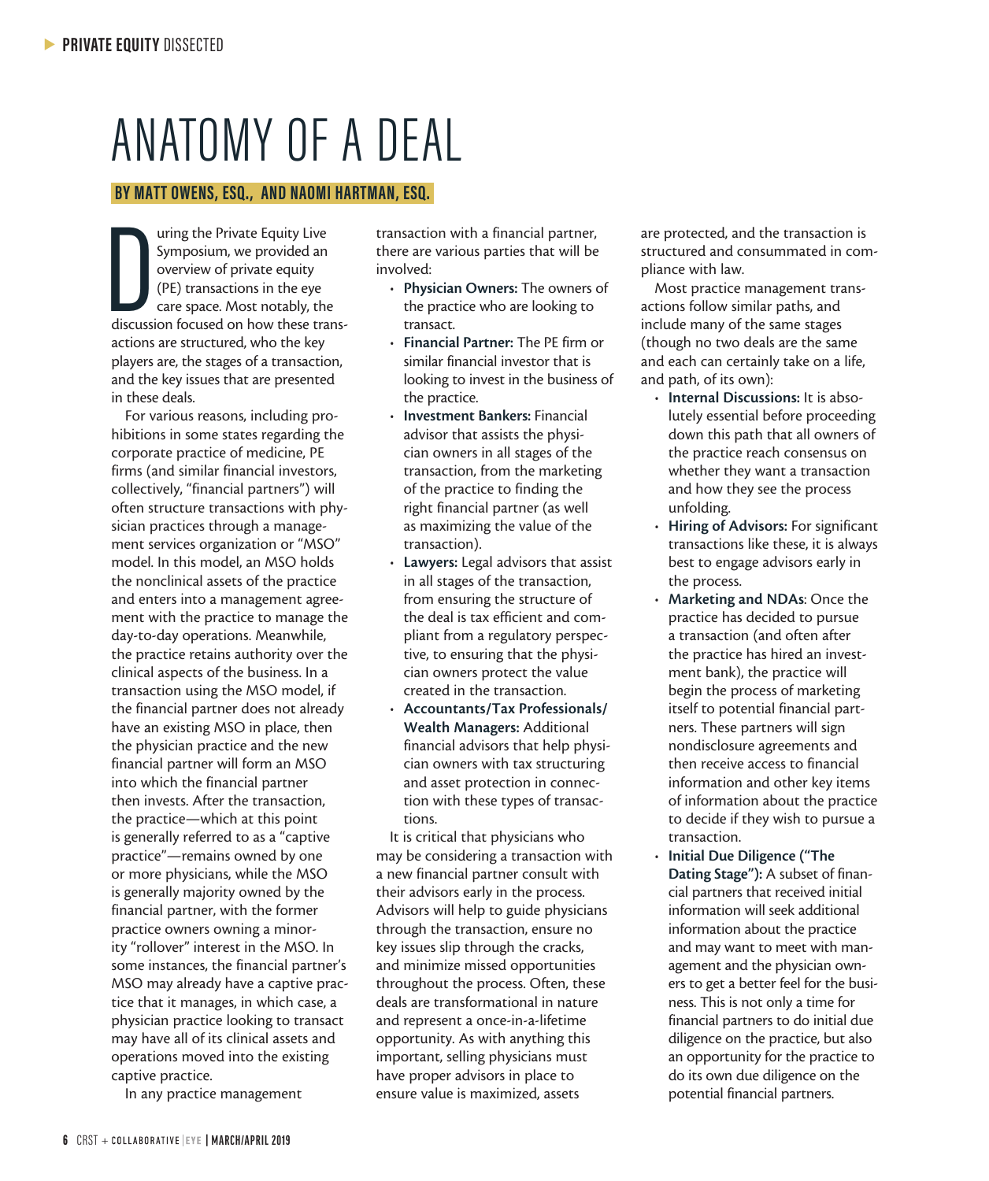# ANATOMY OF A DEAL

**BY MATT OWENS, ESQ., AND NAOMI HARTMAN, ESQ.**

During the Private Equity Live Symposium, we provided an overview of private equity (PE) transactions in the eye care space. Most notably, the discussion focused on how these transactions are structured, who the key players are, the stages of a transaction, and the key issues that are presented in these deals.

For various reasons, including prohibitions in some states regarding the corporate practice of medicine, PE firms (and similar financial investors, collectively, "financial partners") will often structure transactions with physician practices through a management services organization or "MSO" model. In this model, an MSO holds the nonclinical assets of the practice and enters into a management agreement with the practice to manage the day-to-day operations. Meanwhile, the practice retains authority over the clinical aspects of the business. In a transaction using the MSO model, if the financial partner does not already have an existing MSO in place, then the physician practice and the new financial partner will form an MSO into which the financial partner then invests. After the transaction, the practice—which at this point is generally referred to as a "captive practice"—remains owned by one or more physicians, while the MSO is generally majority owned by the financial partner, with the former practice owners owning a minority "rollover" interest in the MSO. In some instances, the financial partner's MSO may already have a captive practice that it manages, in which case, a physician practice looking to transact may have all of its clinical assets and operations moved into the existing captive practice.

In any practice management transaction with a financial partner, there are various parties that will be involved:

- **Physician Owners:** The owners of the practice who are looking to transact.
- **Financial Partner:** The PE firm or similar financial investor that is looking to invest in the business of the practice.
- **Investment Bankers:** Financial advisor that assists the physician owners in all stages of the transaction, from the marketing of the practice to finding the right financial partner (as well as maximizing the value of the transaction).
- **Lawyers:** Legal advisors that assist in all stages of the transaction, from ensuring the structure of the deal is tax efficient and compliant from a regulatory perspective, to ensuring that the physician owners protect the value created in the transaction.
- **Accountants/Tax Professionals/Wealth Managers:** Additional financial advisors that help physician owners with tax structuring and asset protection in connection with these types of transactions.

It is critical that physicians who may be considering a transaction with a new financial partner consult with their advisors early in the process. Advisors will help to guide physicians through the transaction, ensure no key issues slip through the cracks, and minimize missed opportunities throughout the process. Often, these deals are transformational in nature and represent a once-in-a-lifetime opportunity. As with anything this important, selling physicians must have proper advisors in place to ensure value is maximized, assets are protected, and the transaction is structured and consummated in compliance with law.

Most practice management transactions follow similar paths, and include many of the same stages (though no two deals are the same and each can certainly take on a life, and path, of its own):

- **Internal Discussions:** It is absolutely essential before proceeding down this path that all owners of the practice reach consensus on whether they want a transaction and how they see the process unfolding.
- **Hiring of Advisors:** For significant transactions like these, it is always best to engage advisors early in the process.
- **Marketing and NDAs**: Once the practice has decided to pursue a transaction (and often after the practice has hired an investment bank), the practice will begin the process of marketing itself to potential financial partners. These partners will sign nondisclosure agreements and then receive access to financial information and other key items of information about the practice to decide if they wish to pursue a transaction.
- **Initial Due Diligence ("The Dating Stage"):** A subset of financial partners that received initial information will seek additional information about the practice and may want to meet with management and the physician owners to get a better feel for the business. This is not only a time for financial partners to do initial due diligence on the practice, but also an opportunity for the practice to do its own due diligence on the potential financial partners.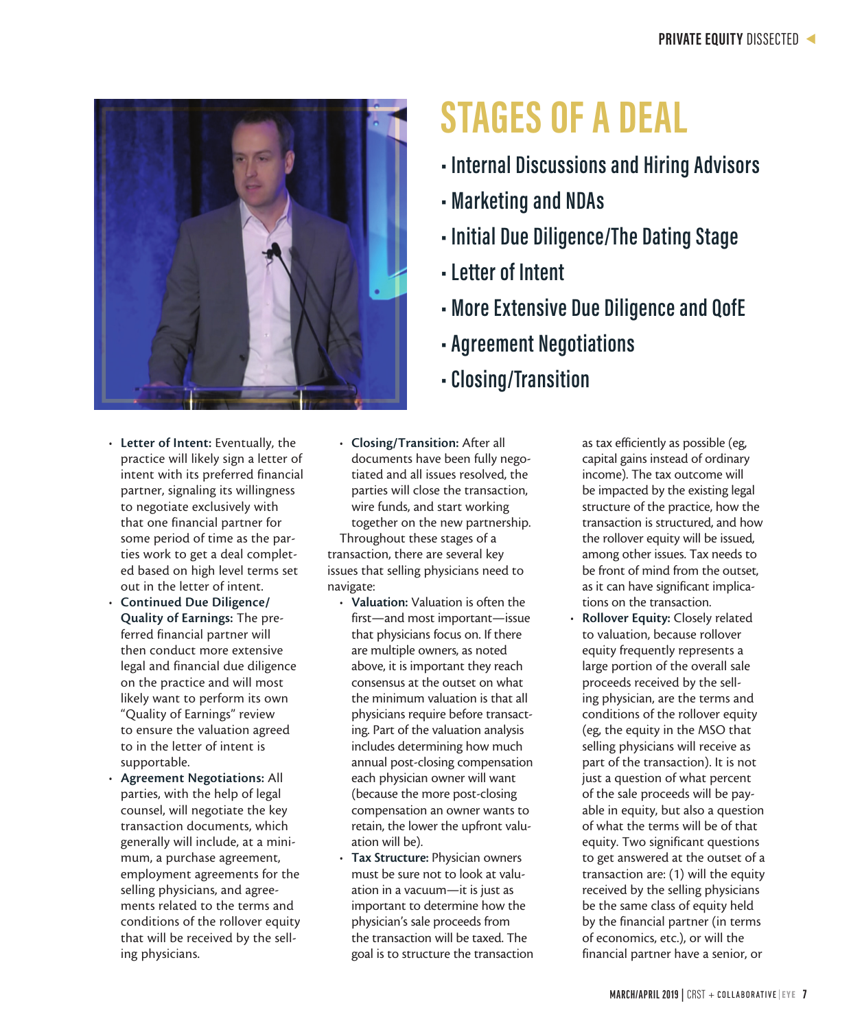# STAGES OF A DEAL

- Internal Discussions and Hiring Advisors
- Marketing and NDAs
- Initial Due Diligence/The Dating Stage
- Letter of Intent
- More Extensive Due Diligence and QofE
- Agreement Negotiations
- Closing/Transition

- **Letter of Intent:** Eventually, the practice will likely sign a letter of intent with its preferred financial partner, signaling its willingness to negotiate exclusively with that one financial partner for some period of time as the parties work to get a deal completed based on high level terms set out in the letter of intent.
- **Continued Due Diligence/Quality of Earnings:** The preferred financial partner will then conduct more extensive legal and financial due diligence on the practice and will most likely want to perform its own "Quality of Earnings" review to ensure the valuation agreed to in the letter of intent is supportable.
- **Agreement Negotiations:** All parties, with the help of legal counsel, will negotiate the key transaction documents, which generally will include, at a minimum, a purchase agreement, employment agreements for the selling physicians, and agreements related to the terms and conditions of the rollover equity that will be received by the selling physicians.
- **Closing/Transition:** After all documents have been fully negotiated and all issues resolved, the parties will close the transaction, wire funds, and start working together on the new partnership.

Throughout these stages of a transaction, there are several key issues that selling physicians need to navigate:

- **Valuation:** Valuation is often the first—and most important—issue that physicians focus on. If there are multiple owners, as noted above, it is important they reach consensus at the outset on what the minimum valuation is that all physicians require before transacting. Part of the valuation analysis includes determining how much annual post-closing compensation each physician owner will want (because the more post-closing compensation an owner wants to retain, the lower the upfront valuation will be).
- **Tax Structure:** Physician owners must be sure not to look at valuation in a vacuum—it is just as important to determine how the physician's sale proceeds from the transaction will be taxed. The goal is to structure the transaction as tax efficiently as possible (eg, capital gains instead of ordinary income). The tax outcome will be impacted by the existing legal structure of the practice, how the transaction is structured, and how the rollover equity will be issued, among other issues. Tax needs to be front of mind from the outset, as it can have significant implications on the transaction.
- **Rollover Equity:** Closely related to valuation, because rollover equity frequently represents a large portion of the overall sale proceeds received by the selling physician, are the terms and conditions of the rollover equity (eg, the equity in the MSO that selling physicians will receive as part of the transaction). It is not just a question of what percent of the sale proceeds will be payable in equity, but also a question of what the terms will be of that equity. Two significant questions to get answered at the outset of a transaction are: (1) will the equity received by the selling physicians be the same class of equity held by the financial partner (in terms of economics, etc.), or will the financial partner have a senior, or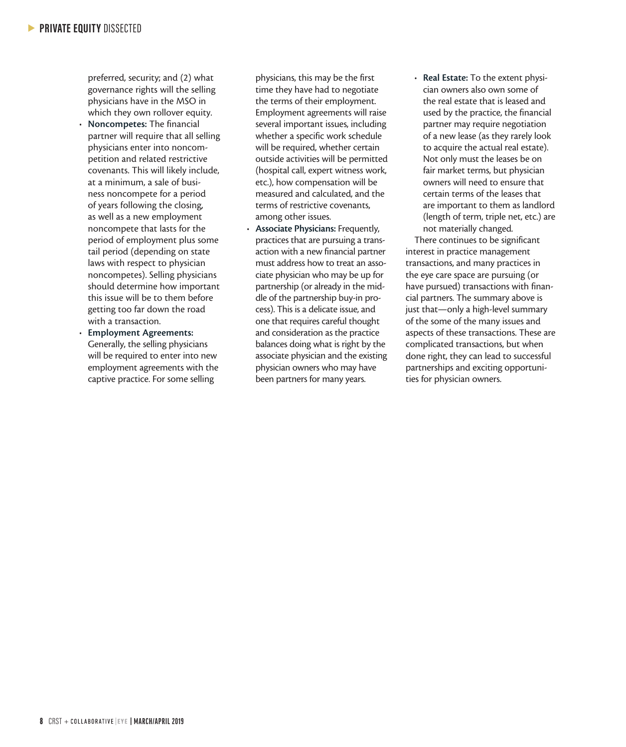preferred, security; and (2) what governance rights will the selling physicians have in the MSO in which they own rollover equity.

- **Noncompetes:** The financial partner will require that all selling physicians enter into noncompetition and related restrictive covenants. This will likely include, at a minimum, a sale of business noncompete for a period of years following the closing, as well as a new employment noncompete that lasts for the period of employment plus some tail period (depending on state laws with respect to physician noncompetes). Selling physicians should determine how important this issue will be to them before getting too far down the road with a transaction.
- **Employment Agreements:** Generally, the selling physicians will be required to enter into new employment agreements with the captive practice. For some selling physicians, this may be the first time they have had to negotiate the terms of their employment. Employment agreements will raise several important issues, including whether a specific work schedule will be required, whether certain outside activities will be permitted (hospital call, expert witness work, etc.), how compensation will be measured and calculated, and the terms of restrictive covenants, among other issues.
- **Associate Physicians:** Frequently, practices that are pursuing a transaction with a new financial partner must address how to treat an associate physician who may be up for partnership (or already in the middle of the partnership buy-in process). This is a delicate issue, and one that requires careful thought and consideration as the practice balances doing what is right by the associate physician and the existing physician owners who may have been partners for many years.
- **Real Estate:** To the extent physician owners also own some of the real estate that is leased and used by the practice, the financial partner may require negotiation of a new lease (as they rarely look to acquire the actual real estate). Not only must the leases be on fair market terms, but physician owners will need to ensure that certain terms of the leases that are important to them as landlord (length of term, triple net, etc.) are not materially changed.

There continues to be significant interest in practice management transactions, and many practices in the eye care space are pursuing (or have pursued) transactions with financial partners. The summary above is just that—only a high-level summary of the some of the many issues and aspects of these transactions. These are complicated transactions, but when done right, they can lead to successful partnerships and exciting opportunities for physician owners.